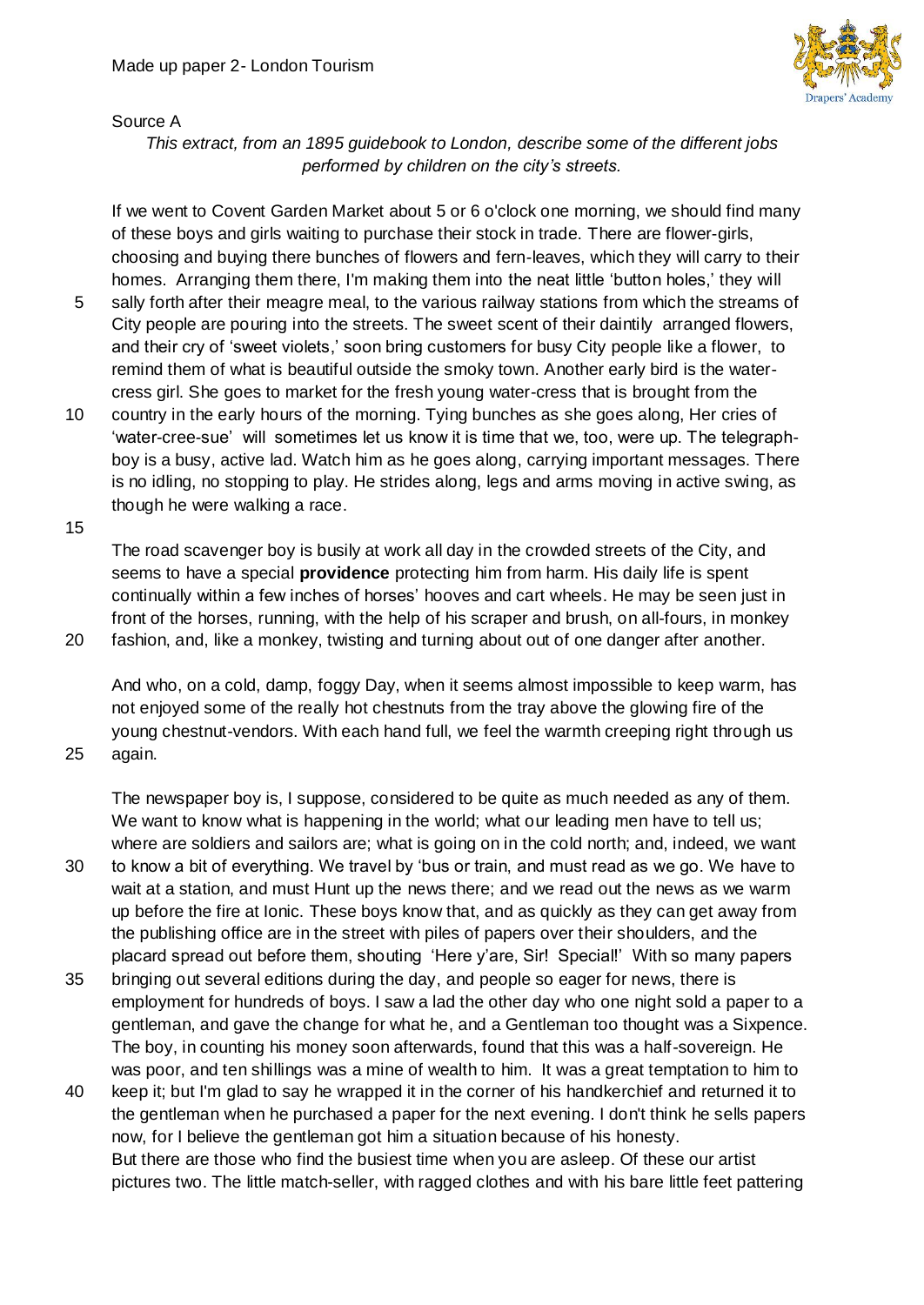Made up paper 2- London Tourism

Source A

*This extract, from an 1895 guidebook to London, describe some of the different jobs performed by children on the city's streets.*

If we went to Covent Garden Market about 5 or 6 o'clock one morning, we should find many of these boys and girls waiting to purchase their stock in trade. There are flower-girls, choosing and buying there bunches of flowers and fern-leaves, which they will carry to their homes. Arranging them there, I'm making them into the neat little 'button holes,' they will sally forth after their meagre meal, to the various railway stations from which the streams of City people are pouring into the streets. The sweet scent of their daintily arranged flowers, and their cry of 'sweet violets,' soon bring customers for busy City people like a flower, to remind them of what is beautiful outside the smoky town. Another early bird is the water-cress girl. She goes to market for the fresh young water-cress that is brought from the country in the early hours of the morning. Tying bunches as she goes along, Her cries of 'water-cree-sue' will sometimes let us know it is time that we, too, were up. The telegraph-boy is a busy, active lad. Watch him as he goes along, carrying important messages. There is no idling, no stopping to play. He strides along, legs and arms moving in active swing, as though he were walking a race.

The road scavenger boy is busily at work all day in the crowded streets of the City, and seems to have a special **providence** protecting him from harm. His daily life is spent continually within a few inches of horses' hooves and cart wheels. He may be seen just in front of the horses, running, with the help of his scraper and brush, on all-fours, in monkey fashion, and, like a monkey, twisting and turning about out of one danger after another.

And who, on a cold, damp, foggy Day, when it seems almost impossible to keep warm, has not enjoyed some of the really hot chestnuts from the tray above the glowing fire of the young chestnut-vendors. With each hand full, we feel the warmth creeping right through us again.

The newspaper boy is, I suppose, considered to be quite as much needed as any of them. We want to know what is happening in the world; what our leading men have to tell us; where are soldiers and sailors are; what is going on in the cold north; and, indeed, we want to know a bit of everything. We travel by 'bus or train, and must read as we go. We have to wait at a station, and must Hunt up the news there; and we read out the news as we warm up before the fire at Ionic. These boys know that, and as quickly as they can get away from the publishing office are in the street with piles of papers over their shoulders, and the placard spread out before them, shouting 'Here y'are, Sir! Special!' With so many papers bringing out several editions during the day, and people so eager for news, there is employment for hundreds of boys. I saw a lad the other day who one night sold a paper to a gentleman, and gave the change for what he, and a Gentleman too thought was a Sixpence. The boy, in counting his money soon afterwards, found that this was a half-sovereign. He was poor, and ten shillings was a mine of wealth to him. It was a great temptation to him to keep it; but I'm glad to say he wrapped it in the corner of his handkerchief and returned it to the gentleman when he purchased a paper for the next evening. I don't think he sells papers now, for I believe the gentleman got him a situation because of his honesty.
But there are those who find the busiest time when you are asleep. Of these our artist pictures two. The little match-seller, with ragged clothes and with his bare little feet pattering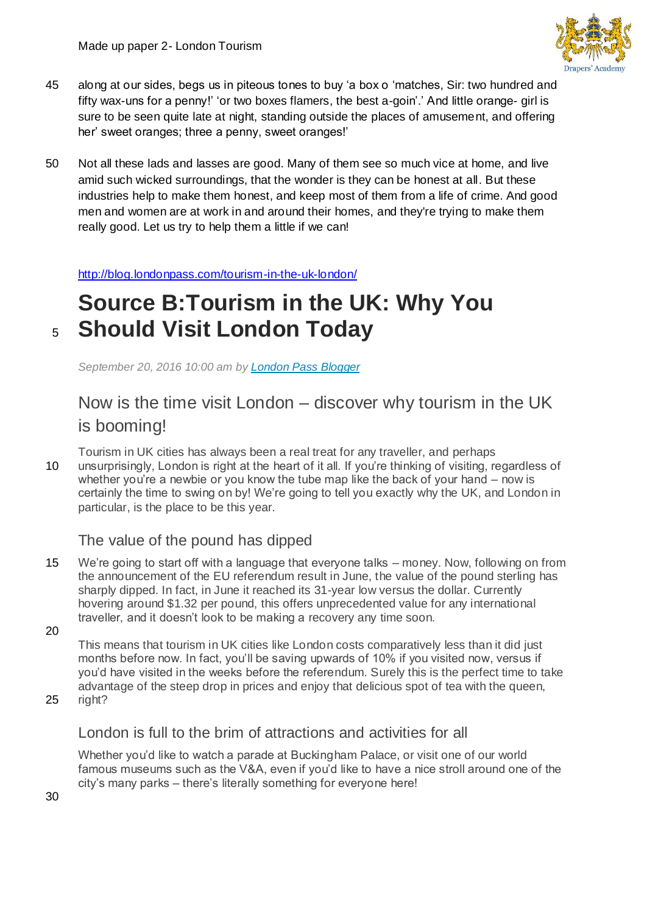along at our sides, begs us in piteous tones to buy 'a box o 'matches, Sir: two hundred and fifty wax-uns for a penny!' 'or two boxes flamers, the best a-goin'.' And little orange- girl is sure to be seen quite late at night, standing outside the places of amusement, and offering her' sweet oranges; three a penny, sweet oranges!'

Not all these lads and lasses are good. Many of them see so much vice at home, and live amid such wicked surroundings, that the wonder is they can be honest at all. But these industries help to make them honest, and keep most of them from a life of crime. And good men and women are at work in and around their homes, and they're trying to make them really good. Let us try to help them a little if we can!

http://blog.londonpass.com/tourism-in-the-uk-london/

# Source B:Tourism in the UK: Why You Should Visit London Today

*September 20, 2016 10:00 am by London Pass Blogger*

## Now is the time visit London – discover why tourism in the UK is booming!

Tourism in UK cities has always been a real treat for any traveller, and perhaps unsurprisingly, London is right at the heart of it all. If you're thinking of visiting, regardless of whether you're a newbie or you know the tube map like the back of your hand – now is certainly the time to swing on by! We're going to tell you exactly why the UK, and London in particular, is the place to be this year.

### The value of the pound has dipped

We're going to start off with a language that everyone talks – money. Now, following on from the announcement of the EU referendum result in June, the value of the pound sterling has sharply dipped. In fact, in June it reached its 31-year low versus the dollar. Currently hovering around $1.32 per pound, this offers unprecedented value for any international traveller, and it doesn't look to be making a recovery any time soon.

This means that tourism in UK cities like London costs comparatively less than it did just months before now. In fact, you'll be saving upwards of 10% if you visited now, versus if you'd have visited in the weeks before the referendum. Surely this is the perfect time to take advantage of the steep drop in prices and enjoy that delicious spot of tea with the queen, right?

### London is full to the brim of attractions and activities for all

Whether you'd like to watch a parade at Buckingham Palace, or visit one of our world famous museums such as the V&A, even if you'd like to have a nice stroll around one of the city's many parks – there's literally something for everyone here!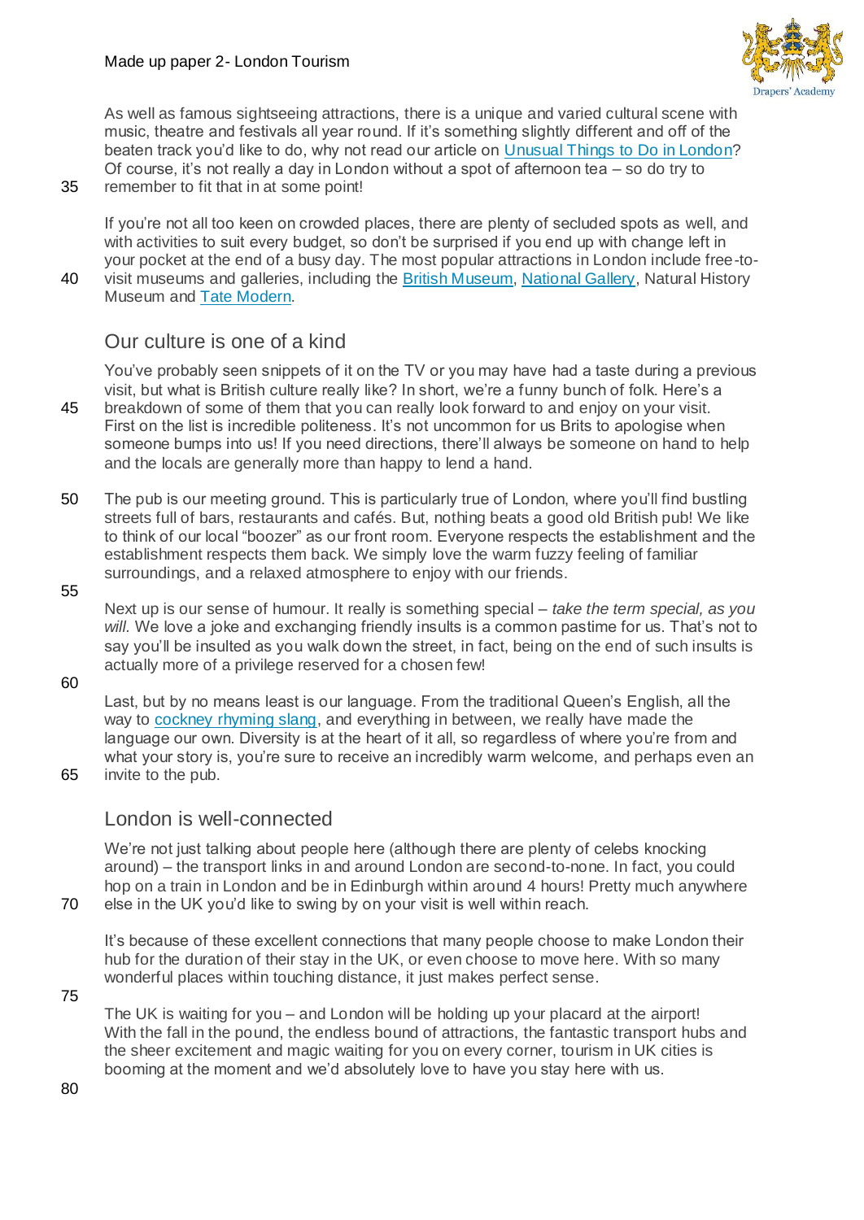As well as famous sightseeing attractions, there is a unique and varied cultural scene with music, theatre and festivals all year round. If it's something slightly different and off of the beaten track you'd like to do, why not read our article on Unusual Things to Do in London? Of course, it's not really a day in London without a spot of afternoon tea – so do try to remember to fit that in at some point!

If you're not all too keen on crowded places, there are plenty of secluded spots as well, and with activities to suit every budget, so don't be surprised if you end up with change left in your pocket at the end of a busy day. The most popular attractions in London include free-to-visit museums and galleries, including the British Museum, National Gallery, Natural History Museum and Tate Modern.

## Our culture is one of a kind

You've probably seen snippets of it on the TV or you may have had a taste during a previous visit, but what is British culture really like? In short, we're a funny bunch of folk. Here's a breakdown of some of them that you can really look forward to and enjoy on your visit. First on the list is incredible politeness. It's not uncommon for us Brits to apologise when someone bumps into us! If you need directions, there'll always be someone on hand to help and the locals are generally more than happy to lend a hand.

The pub is our meeting ground. This is particularly true of London, where you'll find bustling streets full of bars, restaurants and cafés. But, nothing beats a good old British pub! We like to think of our local "boozer" as our front room. Everyone respects the establishment and the establishment respects them back. We simply love the warm fuzzy feeling of familiar surroundings, and a relaxed atmosphere to enjoy with our friends.

Next up is our sense of humour. It really is something special – *take the term special, as you will.* We love a joke and exchanging friendly insults is a common pastime for us. That's not to say you'll be insulted as you walk down the street, in fact, being on the end of such insults is actually more of a privilege reserved for a chosen few!

Last, but by no means least is our language. From the traditional Queen's English, all the way to cockney rhyming slang, and everything in between, we really have made the language our own. Diversity is at the heart of it all, so regardless of where you're from and what your story is, you're sure to receive an incredibly warm welcome, and perhaps even an invite to the pub.

## London is well-connected

We're not just talking about people here (although there are plenty of celebs knocking around) – the transport links in and around London are second-to-none. In fact, you could hop on a train in London and be in Edinburgh within around 4 hours! Pretty much anywhere else in the UK you'd like to swing by on your visit is well within reach.

It's because of these excellent connections that many people choose to make London their hub for the duration of their stay in the UK, or even choose to move here. With so many wonderful places within touching distance, it just makes perfect sense.

The UK is waiting for you – and London will be holding up your placard at the airport! With the fall in the pound, the endless bound of attractions, the fantastic transport hubs and the sheer excitement and magic waiting for you on every corner, tourism in UK cities is booming at the moment and we'd absolutely love to have you stay here with us.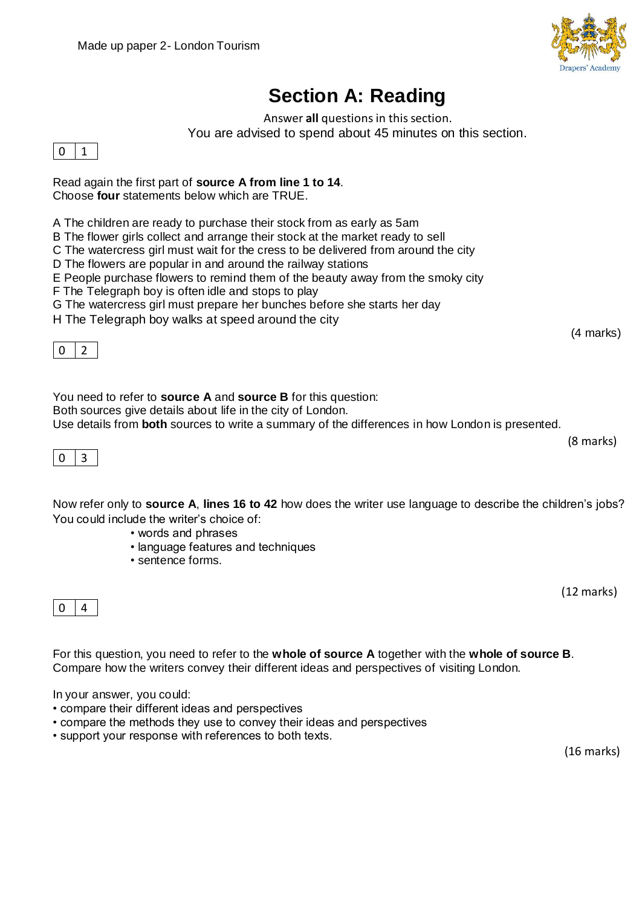Made up paper 2- London Tourism

# Section A: Reading

Answer **all** questions in this section.
You are advised to spend about 45 minutes on this section.

**0 1**

Read again the first part of **source A from line 1 to 14**.
Choose **four** statements below which are TRUE.

A The children are ready to purchase their stock from as early as 5am
B The flower girls collect and arrange their stock at the market ready to sell
C The watercress girl must wait for the cress to be delivered from around the city
D The flowers are popular in and around the railway stations
E People purchase flowers to remind them of the beauty away from the smoky city
F The Telegraph boy is often idle and stops to play
G The watercress girl must prepare her bunches before she starts her day
H The Telegraph boy walks at speed around the city

(4 marks)

**0 2**

You need to refer to **source A** and **source B** for this question:
Both sources give details about life in the city of London.
Use details from **both** sources to write a summary of the differences in how London is presented.

(8 marks)

**0 3**

Now refer only to **source A**, **lines 16 to 42** how does the writer use language to describe the children's jobs?
You could include the writer's choice of:

- words and phrases
- language features and techniques
- sentence forms.

(12 marks)

**0 4**

For this question, you need to refer to the **whole of source A** together with the **whole of source B**.
Compare how the writers convey their different ideas and perspectives of visiting London.

In your answer, you could:

- compare their different ideas and perspectives
- compare the methods they use to convey their ideas and perspectives
- support your response with references to both texts.

(16 marks)